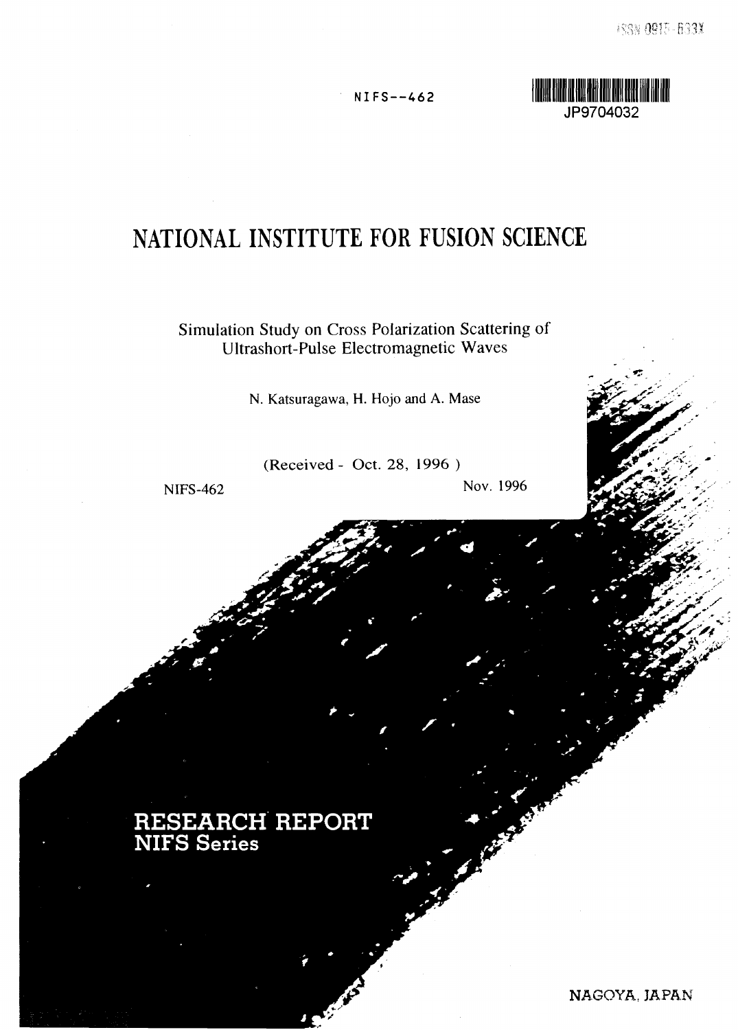ISSN 0915-633X

NIFS--462

JP9704032

# NATIONAL INSTITUTE FOR FUSION SCIENCE

Simulation Study on Cross Polarization Scattering of Ultrashort-Pulse Electromagnetic Waves

N. Katsuragawa, H. Hojo and A. Mase

(Received - Oct. 28, 1996 )

NIFS-462

Nov. 1996

## RESEARCH REPORT NIFS Series

NAGOYA, JAPAN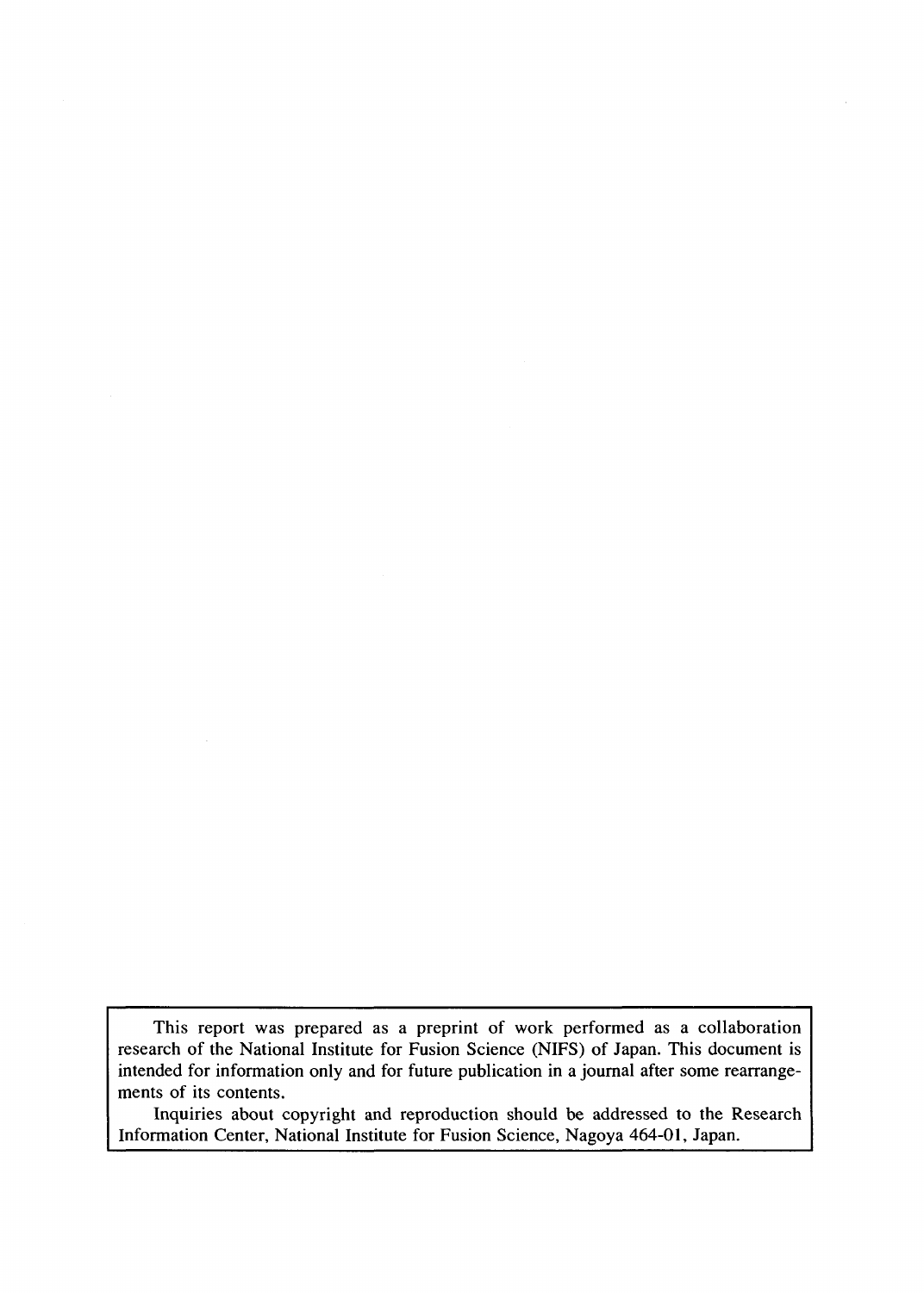This report was prepared as a preprint of work performed as a collaboration research of the National Institute for Fusion Science (NIFS) of Japan. This document is intended for information only and for future publication in a journal after some rearrangements of its contents.

Inquiries about copyright and reproduction should be addressed to the Research Information Center, National Institute for Fusion Science, Nagoya 464-01, Japan.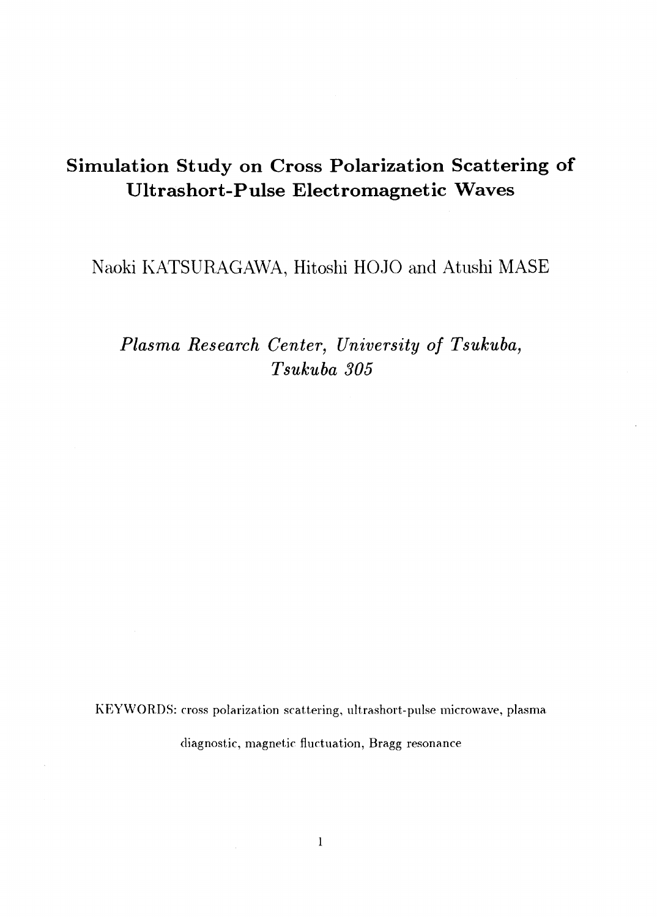# Simulation Study on Cross Polarization Scattering of Ultrashort-Pulse Electromagnetic Waves

Naoki KATSURAGAWA, Hitoshi HOJO and Atushi MASE

*Plasma Research Center, University of Tsukuba, Tsukuba 305*

KEYWORDS: cross polarization scattering, ultrashort-pulse microwave, plasma diagnostic, magnetic fluctuation, Bragg resonance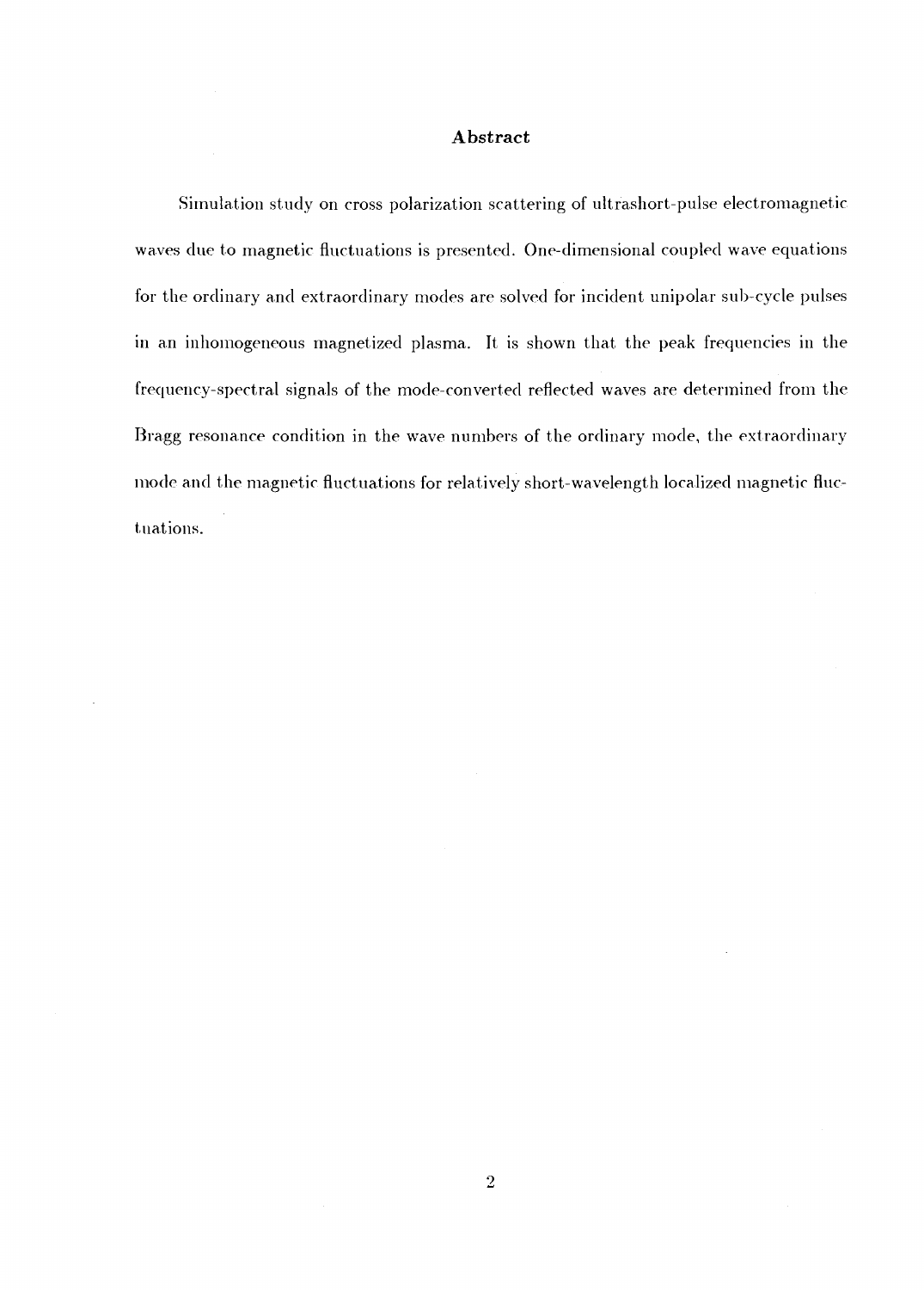## Abstract

Simulation study on cross polarization scattering of ultrashort-pulse electromagnetic waves due to magnetic fluctuations is presented. One-dimensional coupled wave equations for the ordinary and extraordinary modes are solved for incident unipolar sub-cycle pulses in an inhomogeneous magnetized plasma. It is shown that the peak frequencies in the frequency-spectral signals of the mode-converted reflected waves are determined from the Bragg resonance condition in the wave numbers of the ordinary mode, the extraordinary mode and the magnetic fluctuations for relatively short-wavelength localized magnetic fluctuations.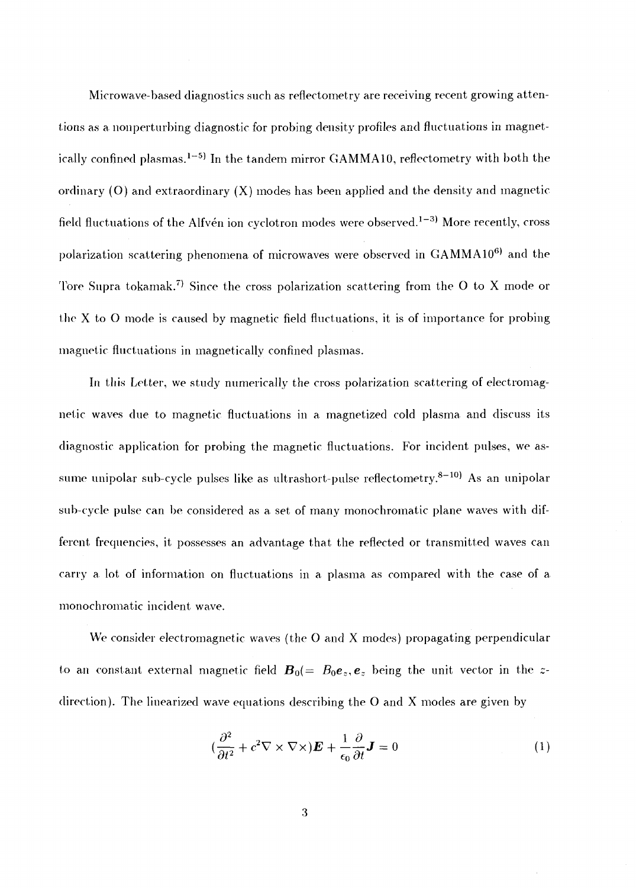Microwave-based diagnostics such as reflectometry are receiving recent growing attentions as a nonperturbing diagnostic for probing density profiles and fluctuations in magnetically confined plasmas.[1−5] In the tandem mirror GAMMA10, reflectometry with both the ordinary (O) and extraordinary (X) modes has been applied and the density and magnetic field fluctuations of the Alfvén ion cyclotron modes were observed.[1−3] More recently, cross polarization scattering phenomena of microwaves were observed in GAMMA10[6] and the Tore Supra tokamak.[7] Since the cross polarization scattering from the O to X mode or the X to O mode is caused by magnetic field fluctuations, it is of importance for probing magnetic fluctuations in magnetically confined plasmas.

In this Letter, we study numerically the cross polarization scattering of electromagnetic waves due to magnetic fluctuations in a magnetized cold plasma and discuss its diagnostic application for probing the magnetic fluctuations. For incident pulses, we assume unipolar sub-cycle pulses like as ultrashort-pulse reflectometry.[8−10] As an unipolar sub-cycle pulse can be considered as a set of many monochromatic plane waves with different frequencies, it possesses an advantage that the reflected or transmitted waves can carry a lot of information on fluctuations in a plasma as compared with the case of a monochromatic incident wave.

We consider electromagnetic waves (the O and X modes) propagating perpendicular to an constant external magnetic field $\boldsymbol{B}_0 (= B_0 \boldsymbol{e}_z, \boldsymbol{e}_z$ being the unit vector in the $z$-direction). The linearized wave equations describing the O and X modes are given by

$$(\frac{\partial^2}{\partial t^2} + c^2 \nabla \times \nabla \times)\boldsymbol{E} + \frac{1}{\epsilon_0}\frac{\partial}{\partial t}\boldsymbol{J} = 0 \tag{1}$$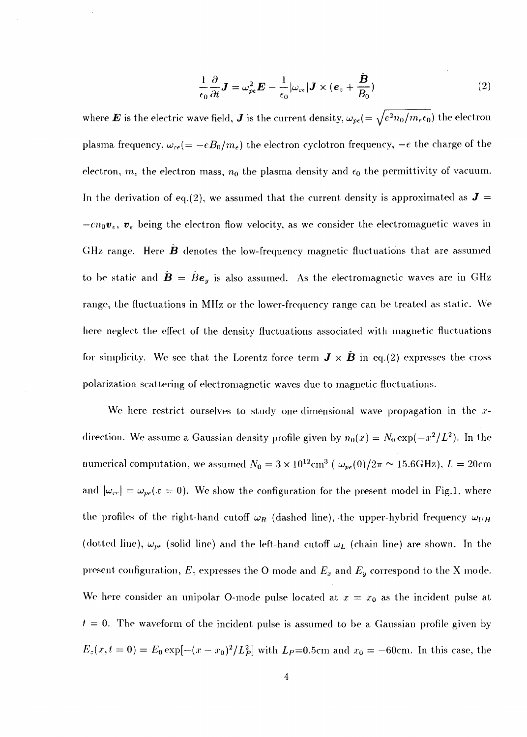$$\frac{1}{\epsilon_0}\frac{\partial}{\partial t}\boldsymbol{J} = \omega_{pe}^2 \boldsymbol{E} - \frac{1}{\epsilon_0}|\omega_{ce}|\boldsymbol{J} \times (\boldsymbol{e}_z + \frac{\tilde{\boldsymbol{B}}}{B_0}) \tag{2}$$

where $\boldsymbol{E}$ is the electric wave field, $\boldsymbol{J}$ is the current density, $\omega_{pe}(= \sqrt{e^2 n_0/m_e\epsilon_0})$ the electron plasma frequency, $\omega_{ce}(= -eB_0/m_e)$ the electron cyclotron frequency, $-e$ the charge of the electron, $m_e$ the electron mass, $n_0$ the plasma density and $\epsilon_0$ the permittivity of vacuum. In the derivation of eq.(2), we assumed that the current density is approximated as $\boldsymbol{J} = -en_0\boldsymbol{v}_e$, $\boldsymbol{v}_e$ being the electron flow velocity, as we consider the electromagnetic waves in GHz range. Here $\tilde{\boldsymbol{B}}$ denotes the low-frequency magnetic fluctuations that are assumed to be static and $\tilde{\boldsymbol{B}} = \tilde{B}\boldsymbol{e}_y$ is also assumed. As the electromagnetic waves are in GHz range, the fluctuations in MHz or the lower-frequency range can be treated as static. We here neglect the effect of the density fluctuations associated with magnetic fluctuations for simplicity. We see that the Lorentz force term $\boldsymbol{J} \times \tilde{\boldsymbol{B}}$ in eq.(2) expresses the cross polarization scattering of electromagnetic waves due to magnetic fluctuations.

We here restrict ourselves to study one-dimensional wave propagation in the $x$-direction. We assume a Gaussian density profile given by $n_0(x) = N_0 \exp(-x^2/L^2)$. In the numerical computation, we assumed $N_0 = 3 \times 10^{12}\text{cm}^3$ ( $\omega_{pe}(0)/2\pi \simeq 15.6\text{GHz}$), $L = 20\text{cm}$ and $|\omega_{ce}| = \omega_{pe}(x = 0)$. We show the configuration for the present model in Fig.1, where the profiles of the right-hand cutoff $\omega_R$ (dashed line), the upper-hybrid frequency $\omega_{UH}$ (dotted line), $\omega_{pe}$ (solid line) and the left-hand cutoff $\omega_L$ (chain line) are shown. In the present configuration, $E_z$ expresses the O mode and $E_x$ and $E_y$ correspond to the X mode. We here consider an unipolar O-mode pulse located at $x = x_0$ as the incident pulse at $t = 0$. The waveform of the incident pulse is assumed to be a Gaussian profile given by $E_z(x, t = 0) = E_0 \exp[-(x - x_0)^2/L_P^2]$ with $L_P$=0.5cm and $x_0 = -60$cm. In this case, the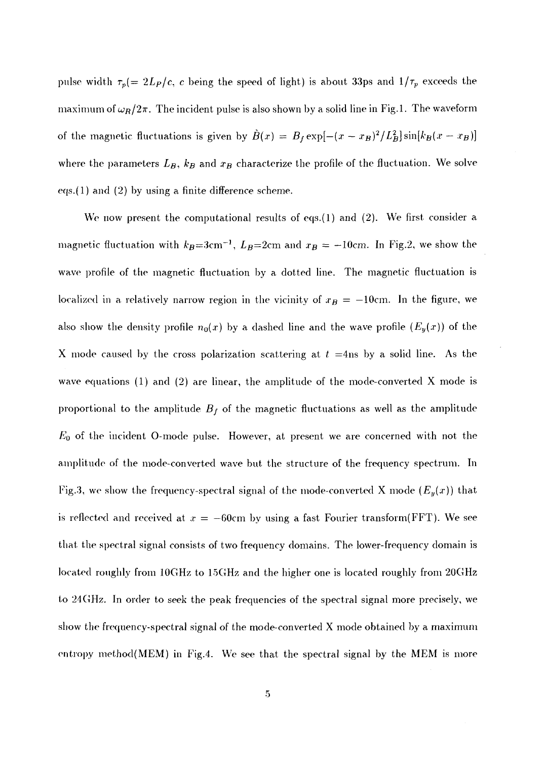pulse width $\tau_p(= 2L_P/c$, $c$ being the speed of light) is about 33ps and $1/\tau_p$ exceeds the maximum of $\omega_R/2\pi$. The incident pulse is also shown by a solid line in Fig.1. The waveform of the magnetic fluctuations is given by $\tilde{B}(x) = B_f \exp[-(x - x_B)^2/L_B^2] \sin[k_B(x - x_B)]$ where the parameters $L_B$, $k_B$ and $x_B$ characterize the profile of the fluctuation. We solve eqs.(1) and (2) by using a finite difference scheme.

We now present the computational results of eqs.(1) and (2). We first consider a magnetic fluctuation with $k_B$=3cm$^{-1}$, $L_B$=2cm and $x_B = -10$cm. In Fig.2, we show the wave profile of the magnetic fluctuation by a dotted line. The magnetic fluctuation is localized in a relatively narrow region in the vicinity of $x_B = -10$cm. In the figure, we also show the density profile $n_0(x)$ by a dashed line and the wave profile ($E_y(x)$) of the X mode caused by the cross polarization scattering at $t$ =4ns by a solid line. As the wave equations (1) and (2) are linear, the amplitude of the mode-converted X mode is proportional to the amplitude $B_f$ of the magnetic fluctuations as well as the amplitude $E_0$ of the incident O-mode pulse. However, at present we are concerned with not the amplitude of the mode-converted wave but the structure of the frequency spectrum. In Fig.3, we show the frequency-spectral signal of the mode-converted X mode ($E_y(x)$) that is reflected and received at $x = -60$cm by using a fast Fourier transform(FFT). We see that the spectral signal consists of two frequency domains. The lower-frequency domain is located roughly from 10GHz to 15GHz and the higher one is located roughly from 20GHz to 24GHz. In order to seek the peak frequencies of the spectral signal more precisely, we show the frequency-spectral signal of the mode-converted X mode obtained by a maximum entropy method(MEM) in Fig.4. We see that the spectral signal by the MEM is more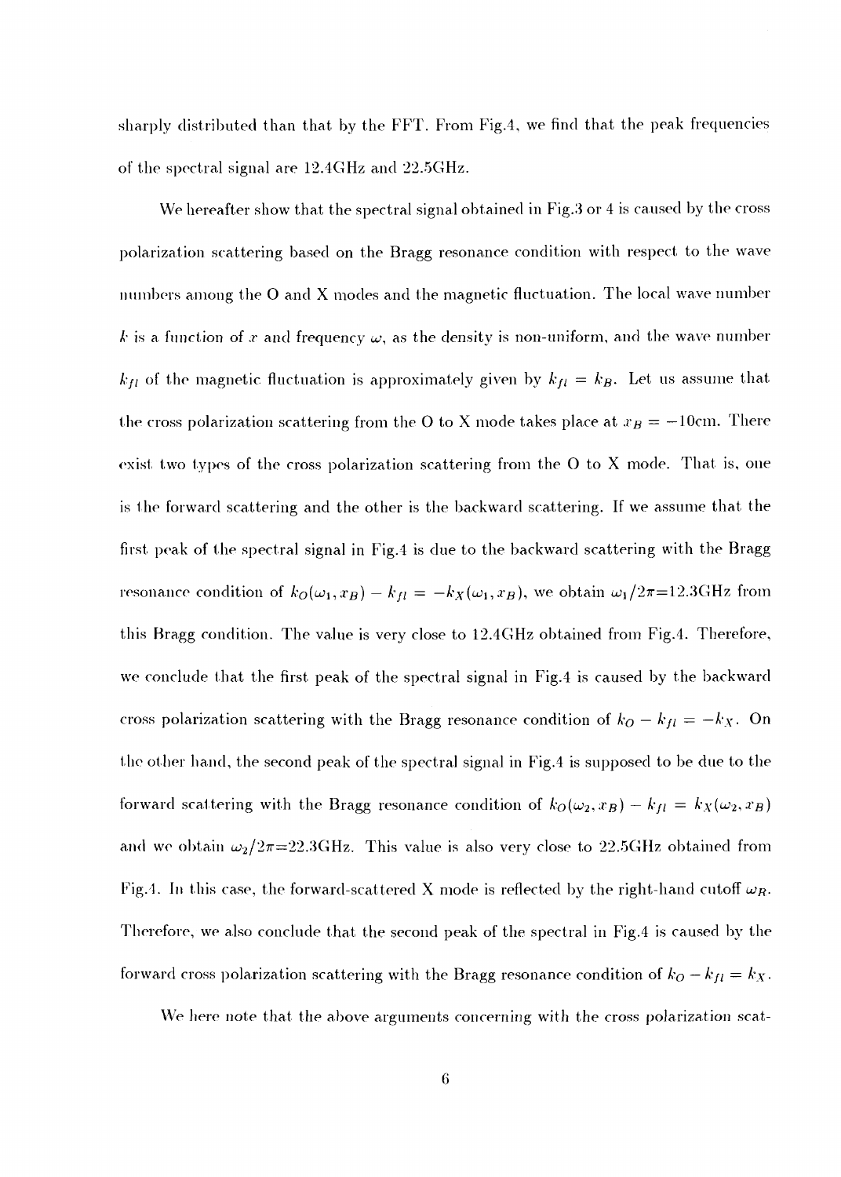sharply distributed than that by the FFT. From Fig.4, we find that the peak frequencies of the spectral signal are 12.4GHz and 22.5GHz.

We hereafter show that the spectral signal obtained in Fig.3 or 4 is caused by the cross polarization scattering based on the Bragg resonance condition with respect to the wave numbers among the O and X modes and the magnetic fluctuation. The local wave number $k$ is a function of $x$ and frequency $\omega$, as the density is non-uniform, and the wave number $k_{fl}$ of the magnetic fluctuation is approximately given by $k_{fl} = k_B$. Let us assume that the cross polarization scattering from the O to X mode takes place at $x_B = -10$cm. There exist two types of the cross polarization scattering from the O to X mode. That is, one is the forward scattering and the other is the backward scattering. If we assume that the first peak of the spectral signal in Fig.4 is due to the backward scattering with the Bragg resonance condition of $k_O(\omega_1, x_B) - k_{fl} = -k_X(\omega_1, x_B)$, we obtain $\omega_1/2\pi$=12.3GHz from this Bragg condition. The value is very close to 12.4GHz obtained from Fig.4. Therefore, we conclude that the first peak of the spectral signal in Fig.4 is caused by the backward cross polarization scattering with the Bragg resonance condition of $k_O - k_{fl} = -k_X$. On the other hand, the second peak of the spectral signal in Fig.4 is supposed to be due to the forward scattering with the Bragg resonance condition of $k_O(\omega_2, x_B) - k_{fl} = k_X(\omega_2, x_B)$ and we obtain $\omega_2/2\pi$=22.3GHz. This value is also very close to 22.5GHz obtained from Fig.4. In this case, the forward-scattered X mode is reflected by the right-hand cutoff $\omega_R$. Therefore, we also conclude that the second peak of the spectral in Fig.4 is caused by the forward cross polarization scattering with the Bragg resonance condition of $k_O - k_{fl} = k_X$.

We here note that the above arguments concerning with the cross polarization scat-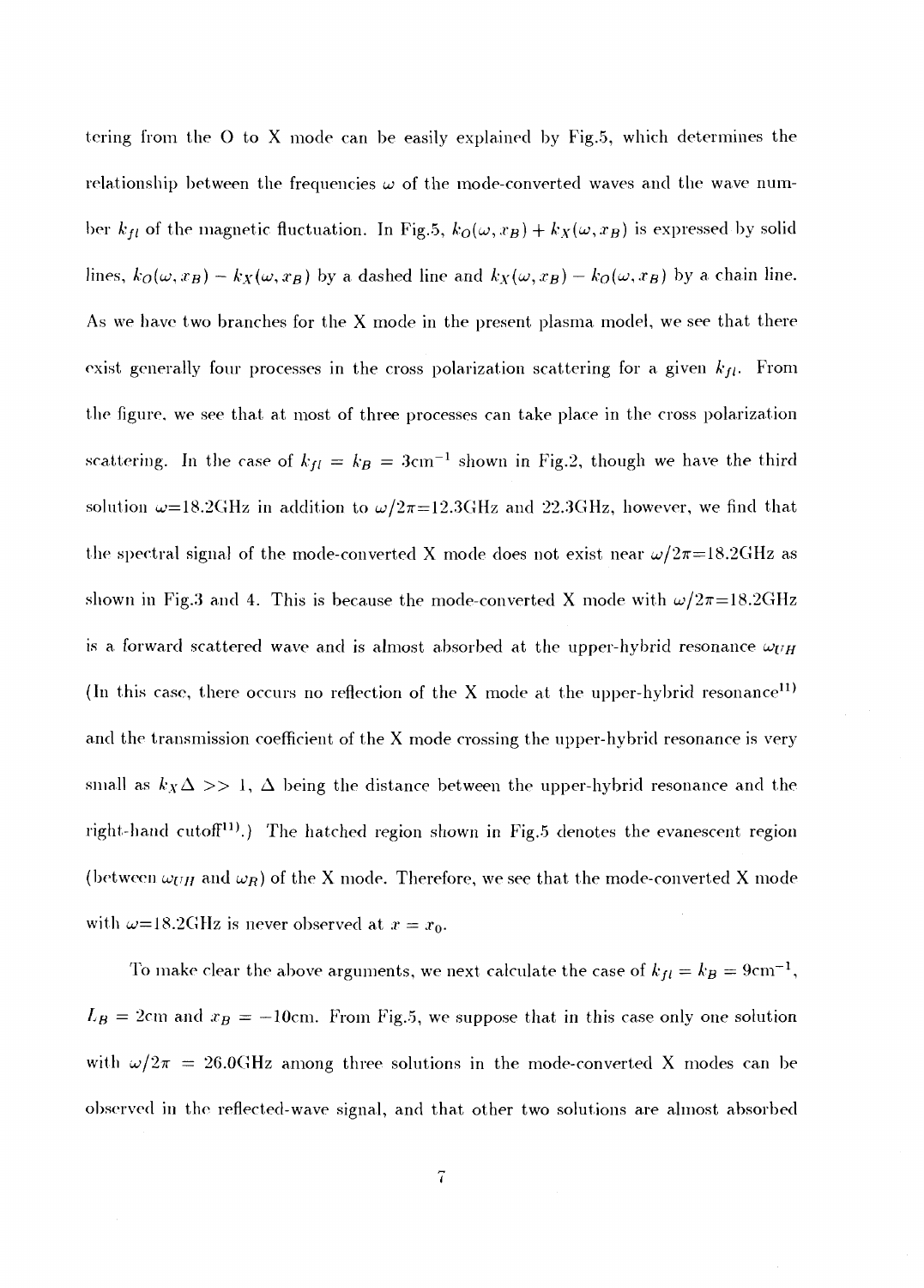tering from the O to X mode can be easily explained by Fig.5, which determines the relationship between the frequencies $\omega$ of the mode-converted waves and the wave number $k_{fl}$ of the magnetic fluctuation. In Fig.5, $k_O(\omega, x_B) + k_X(\omega, x_B)$ is expressed by solid lines, $k_O(\omega, x_B) - k_X(\omega, x_B)$ by a dashed line and $k_X(\omega, x_B) - k_O(\omega, x_B)$ by a chain line. As we have two branches for the X mode in the present plasma model, we see that there exist generally four processes in the cross polarization scattering for a given $k_{fl}$. From the figure, we see that at most of three processes can take place in the cross polarization scattering. In the case of $k_{fl} = k_B = 3\text{cm}^{-1}$ shown in Fig.2, though we have the third solution $\omega$=18.2GHz in addition to $\omega/2\pi$=12.3GHz and 22.3GHz, however, we find that the spectral signal of the mode-converted X mode does not exist near $\omega/2\pi$=18.2GHz as shown in Fig.3 and 4. This is because the mode-converted X mode with $\omega/2\pi$=18.2GHz is a forward scattered wave and is almost absorbed at the upper-hybrid resonance $\omega_{UH}$ (In this case, there occurs no reflection of the X mode at the upper-hybrid resonance[11] and the transmission coefficient of the X mode crossing the upper-hybrid resonance is very small as $k_X\Delta >> 1$, $\Delta$ being the distance between the upper-hybrid resonance and the right-hand cutoff[11].) The hatched region shown in Fig.5 denotes the evanescent region (between $\omega_{UH}$ and $\omega_R$) of the X mode. Therefore, we see that the mode-converted X mode with $\omega$=18.2GHz is never observed at $x = x_0$.

To make clear the above arguments, we next calculate the case of $k_{fl} = k_B = 9\text{cm}^{-1}$, $L_B = 2\text{cm}$ and $x_B = -10\text{cm}$. From Fig.5, we suppose that in this case only one solution with $\omega/2\pi = 26.0\text{GHz}$ among three solutions in the mode-converted X modes can be observed in the reflected-wave signal, and that other two solutions are almost absorbed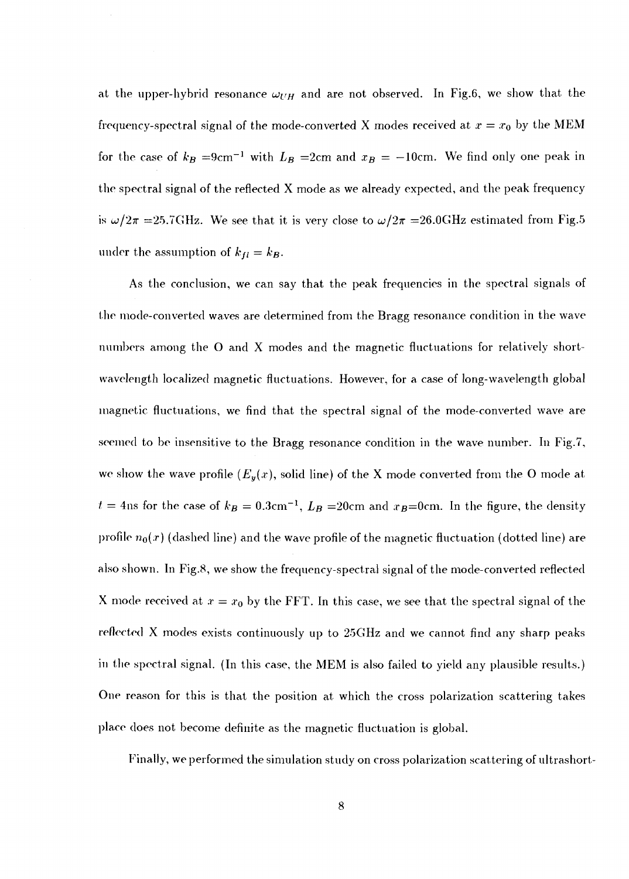at the upper-hybrid resonance $\omega_{UH}$ and are not observed. In Fig.6, we show that the frequency-spectral signal of the mode-converted X modes received at $x = x_0$ by the MEM for the case of $k_B = 9\text{cm}^{-1}$ with $L_B = 2\text{cm}$ and $x_B = -10\text{cm}$. We find only one peak in the spectral signal of the reflected X mode as we already expected, and the peak frequency is $\omega/2\pi = 25.7\text{GHz}$. We see that it is very close to $\omega/2\pi = 26.0\text{GHz}$ estimated from Fig.5 under the assumption of $k_{fl} = k_B$.

As the conclusion, we can say that the peak frequencies in the spectral signals of the mode-converted waves are determined from the Bragg resonance condition in the wave numbers among the O and X modes and the magnetic fluctuations for relatively short-wavelength localized magnetic fluctuations. However, for a case of long-wavelength global magnetic fluctuations, we find that the spectral signal of the mode-converted wave are seemed to be insensitive to the Bragg resonance condition in the wave number. In Fig.7, we show the wave profile ($E_y(x)$, solid line) of the X mode converted from the O mode at $t = 4\text{ns}$ for the case of $k_B = 0.3\text{cm}^{-1}$, $L_B = 20\text{cm}$ and $x_B = 0\text{cm}$. In the figure, the density profile $n_0(x)$ (dashed line) and the wave profile of the magnetic fluctuation (dotted line) are also shown. In Fig.8, we show the frequency-spectral signal of the mode-converted reflected X mode received at $x = x_0$ by the FFT. In this case, we see that the spectral signal of the reflected X modes exists continuously up to 25GHz and we cannot find any sharp peaks in the spectral signal. (In this case, the MEM is also failed to yield any plausible results.) One reason for this is that the position at which the cross polarization scattering takes place does not become definite as the magnetic fluctuation is global.

Finally, we performed the simulation study on cross polarization scattering of ultrashort-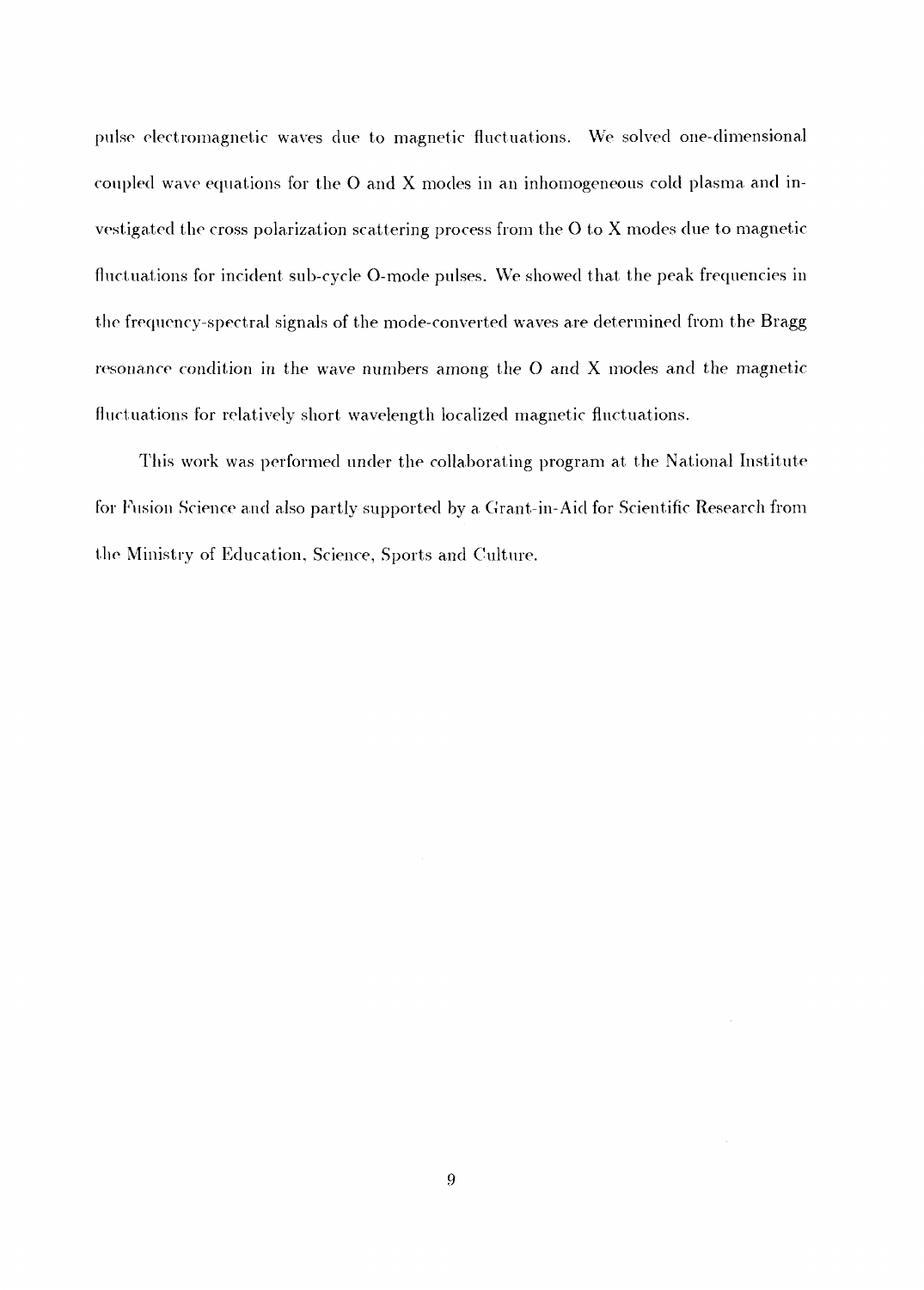pulse electromagnetic waves due to magnetic fluctuations. We solved one-dimensional coupled wave equations for the O and X modes in an inhomogeneous cold plasma and investigated the cross polarization scattering process from the O to X modes due to magnetic fluctuations for incident sub-cycle O-mode pulses. We showed that the peak frequencies in the frequency-spectral signals of the mode-converted waves are determined from the Bragg resonance condition in the wave numbers among the O and X modes and the magnetic fluctuations for relatively short wavelength localized magnetic fluctuations.

This work was performed under the collaborating program at the National Institute for Fusion Science and also partly supported by a Grant-in-Aid for Scientific Research from the Ministry of Education, Science, Sports and Culture.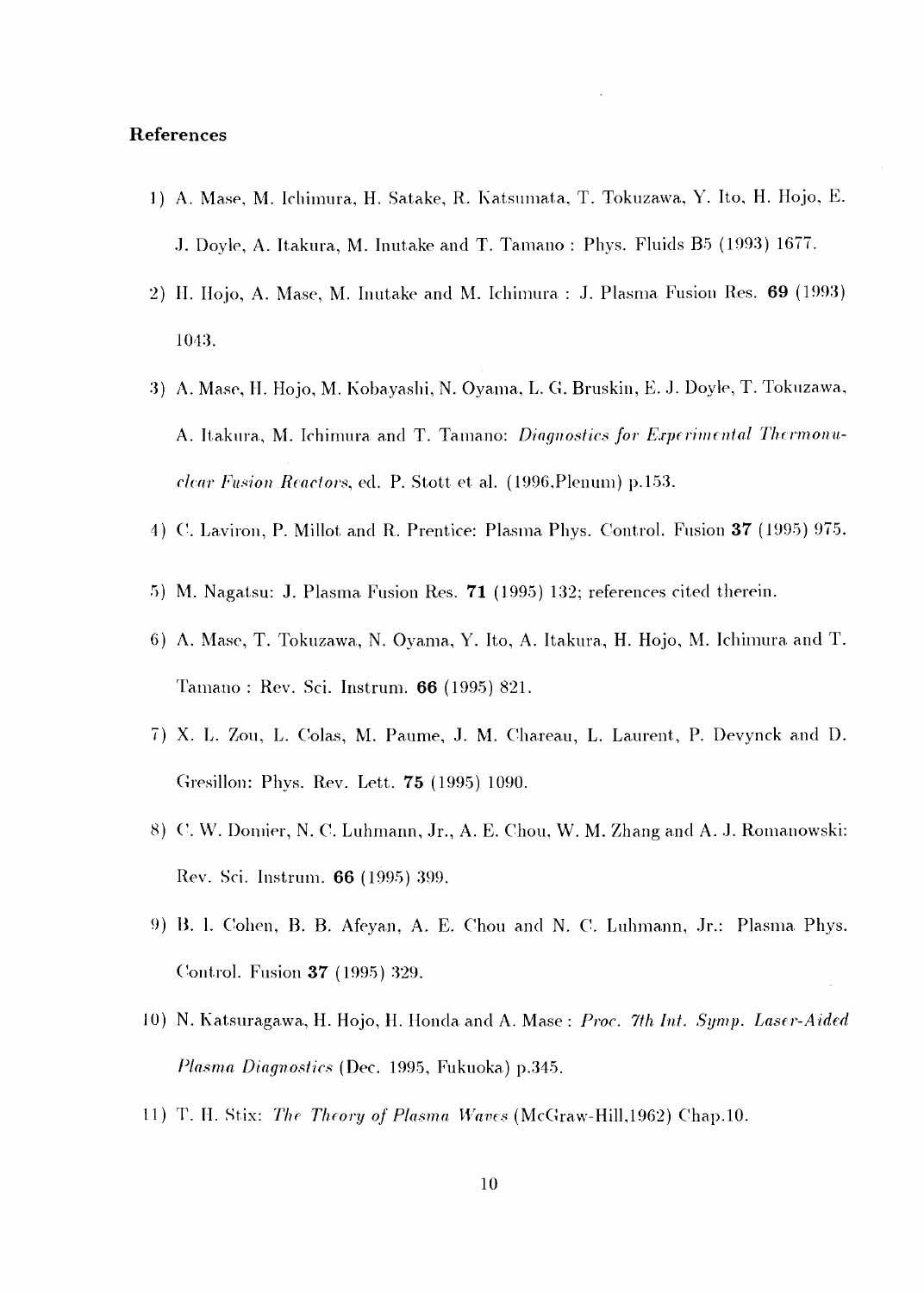### References

1) A. Mase, M. Ichimura, H. Satake, R. Katsumata, T. Tokuzawa, Y. Ito, H. Hojo, E. J. Doyle, A. Itakura, M. Inutake and T. Tamano : Phys. Fluids B5 (1993) 1677.

2) H. Hojo, A. Mase, M. Inutake and M. Ichimura : J. Plasma Fusion Res. **69** (1993) 1043.

3) A. Mase, H. Hojo, M. Kobayashi, N. Oyama, L. G. Bruskin, E. J. Doyle, T. Tokuzawa, A. Itakura, M. Ichimura and T. Tamano: *Diagnostics for Experimental Thermonuclear Fusion Reactors*, ed. P. Stott et al. (1996,Plenum) p.153.

4) C. Laviron, P. Millot and R. Prentice: Plasma Phys. Control. Fusion **37** (1995) 975.

5) M. Nagatsu: J. Plasma Fusion Res. **71** (1995) 132; references cited therein.

6) A. Mase, T. Tokuzawa, N. Oyama, Y. Ito, A. Itakura, H. Hojo, M. Ichimura and T. Tamano : Rev. Sci. Instrum. **66** (1995) 821.

7) X. L. Zou, L. Colas, M. Paume, J. M. Chareau, L. Laurent, P. Devynck and D. Gresillon: Phys. Rev. Lett. **75** (1995) 1090.

8) C. W. Domier, N. C. Luhmann, Jr., A. E. Chou, W. M. Zhang and A. J. Romanowski: Rev. Sci. Instrum. **66** (1995) 399.

9) B. I. Cohen, B. B. Afeyan, A. E. Chou and N. C. Luhmann, Jr.: Plasma Phys. Control. Fusion **37** (1995) 329.

10) N. Katsuragawa, H. Hojo, H. Honda and A. Mase : *Proc. 7th Int. Symp. Laser-Aided Plasma Diagnostics* (Dec. 1995, Fukuoka) p.345.

11) T. H. Stix: *The Theory of Plasma Waves* (McGraw-Hill,1962) Chap.10.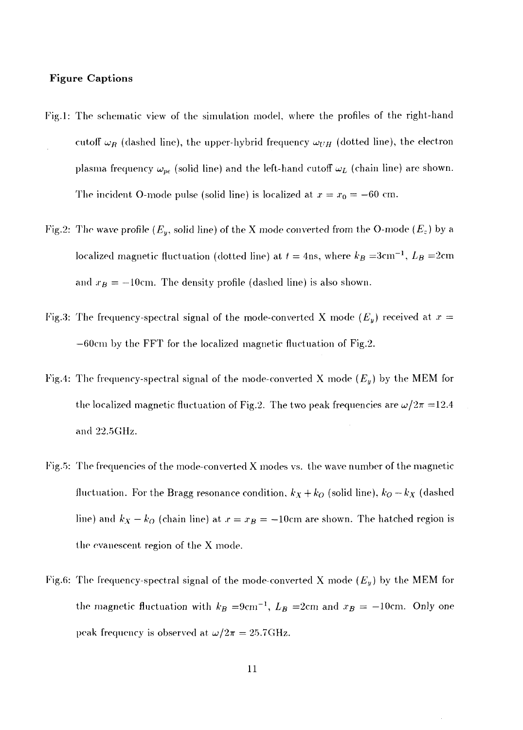## Figure Captions

Fig.1: The schematic view of the simulation model, where the profiles of the right-hand cutoff $\omega_R$ (dashed line), the upper-hybrid frequency $\omega_{UH}$ (dotted line), the electron plasma frequency $\omega_{pe}$ (solid line) and the left-hand cutoff $\omega_L$ (chain line) are shown. The incident O-mode pulse (solid line) is localized at $x = x_0 = -60$ cm.

Fig.2: The wave profile ($E_y$, solid line) of the X mode converted from the O-mode ($E_z$) by a localized magnetic fluctuation (dotted line) at $t = 4$ns, where $k_B = 3\text{cm}^{-1}$, $L_B = 2$cm and $x_B = -10$cm. The density profile (dashed line) is also shown.

Fig.3: The frequency-spectral signal of the mode-converted X mode ($E_y$) received at $x = -60$cm by the FFT for the localized magnetic fluctuation of Fig.2.

Fig.4: The frequency-spectral signal of the mode-converted X mode ($E_y$) by the MEM for the localized magnetic fluctuation of Fig.2. The two peak frequencies are $\omega/2\pi = 12.4$ and 22.5GHz.

Fig.5: The frequencies of the mode-converted X modes vs. the wave number of the magnetic fluctuation. For the Bragg resonance condition, $k_X + k_O$ (solid line), $k_O - k_X$ (dashed line) and $k_X - k_O$ (chain line) at $x = x_B = -10$cm are shown. The hatched region is the evanescent region of the X mode.

Fig.6: The frequency-spectral signal of the mode-converted X mode ($E_y$) by the MEM for the magnetic fluctuation with $k_B = 9\text{cm}^{-1}$, $L_B = 2$cm and $x_B = -10$cm. Only one peak frequency is observed at $\omega/2\pi = 25.7$GHz.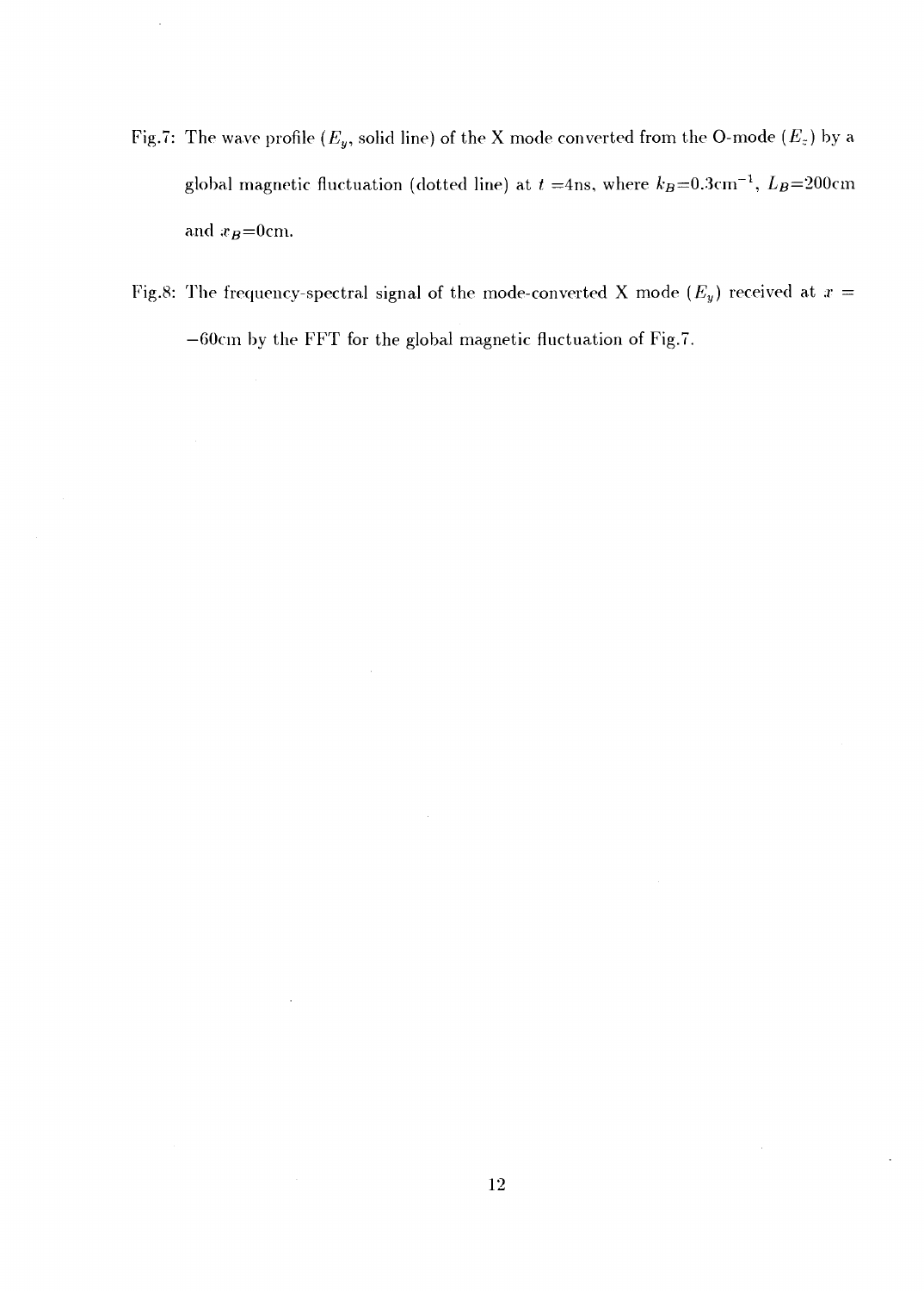Fig.7: The wave profile ($E_y$, solid line) of the X mode converted from the O-mode ($E_z$) by a global magnetic fluctuation (dotted line) at $t$ =4ns, where $k_B$=0.3cm$^{-1}$, $L_B$=200cm and $x_B$=0cm.

Fig.8: The frequency-spectral signal of the mode-converted X mode ($E_y$) received at $x$ = −60cm by the FFT for the global magnetic fluctuation of Fig.7.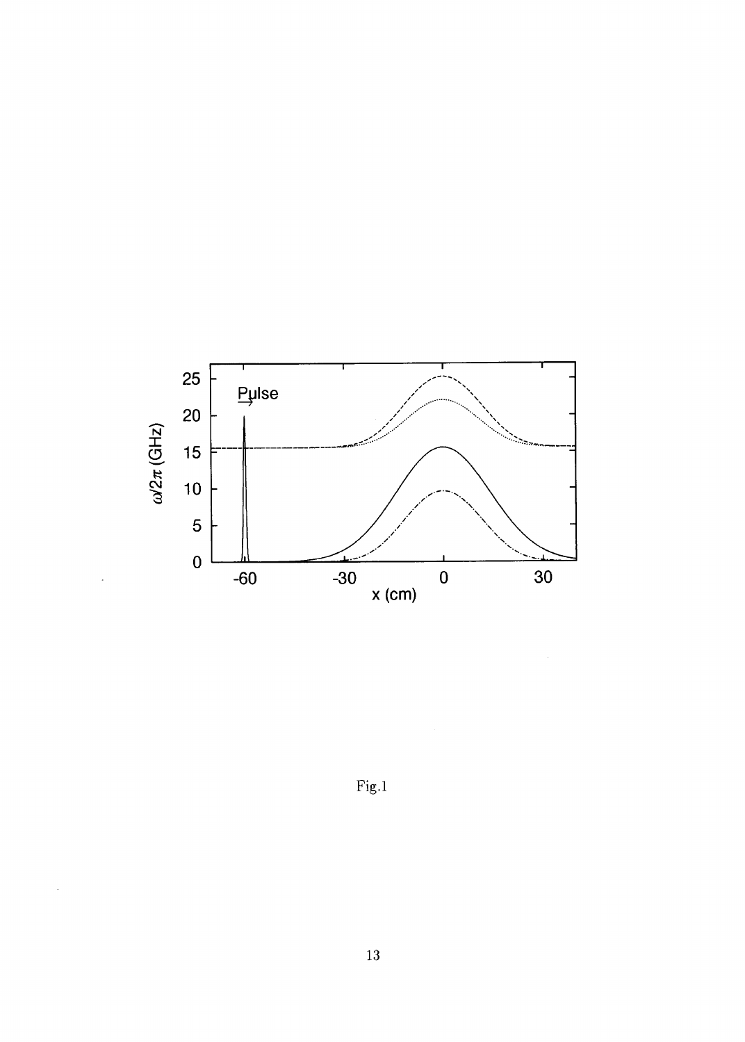Fig.1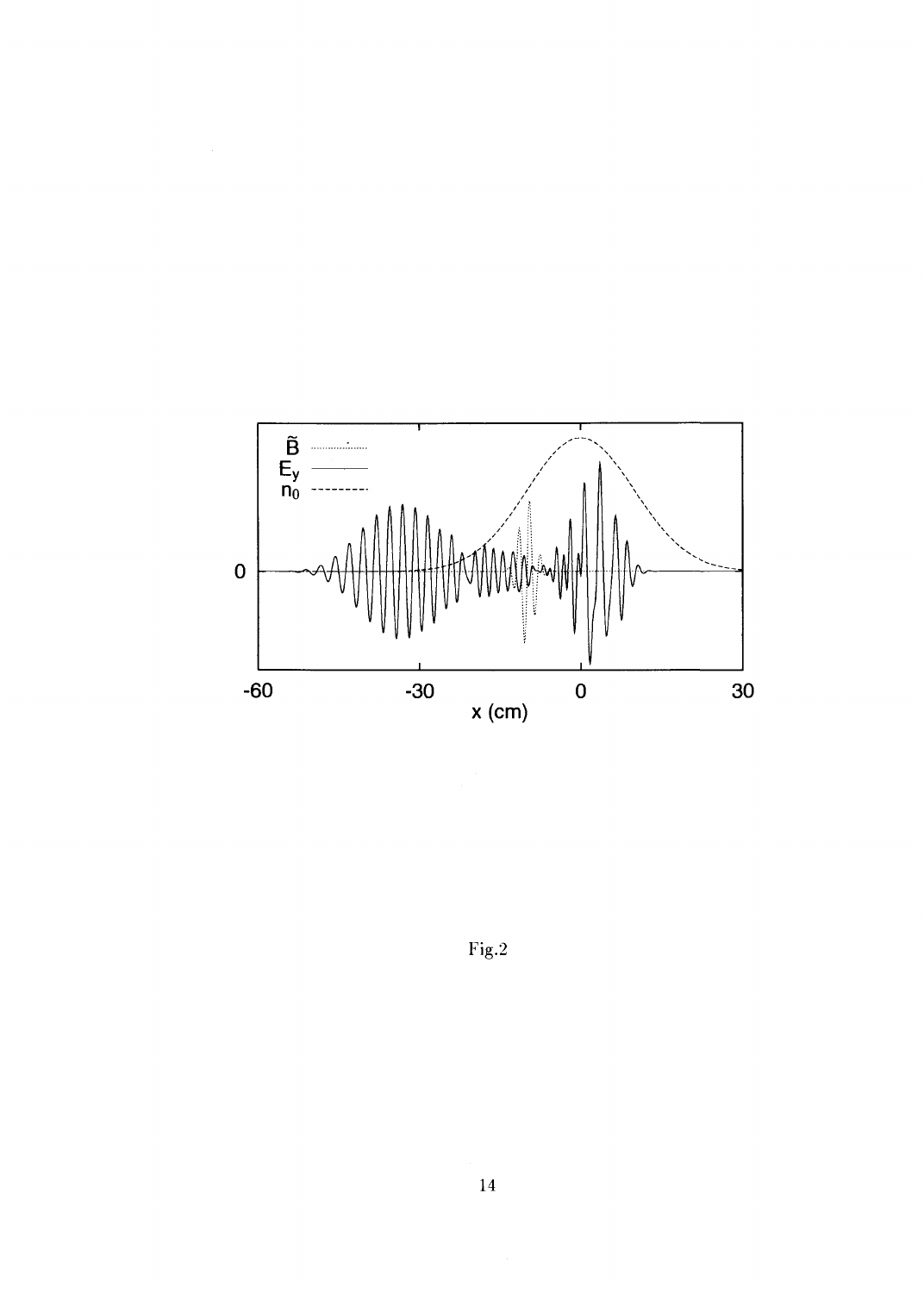Fig.2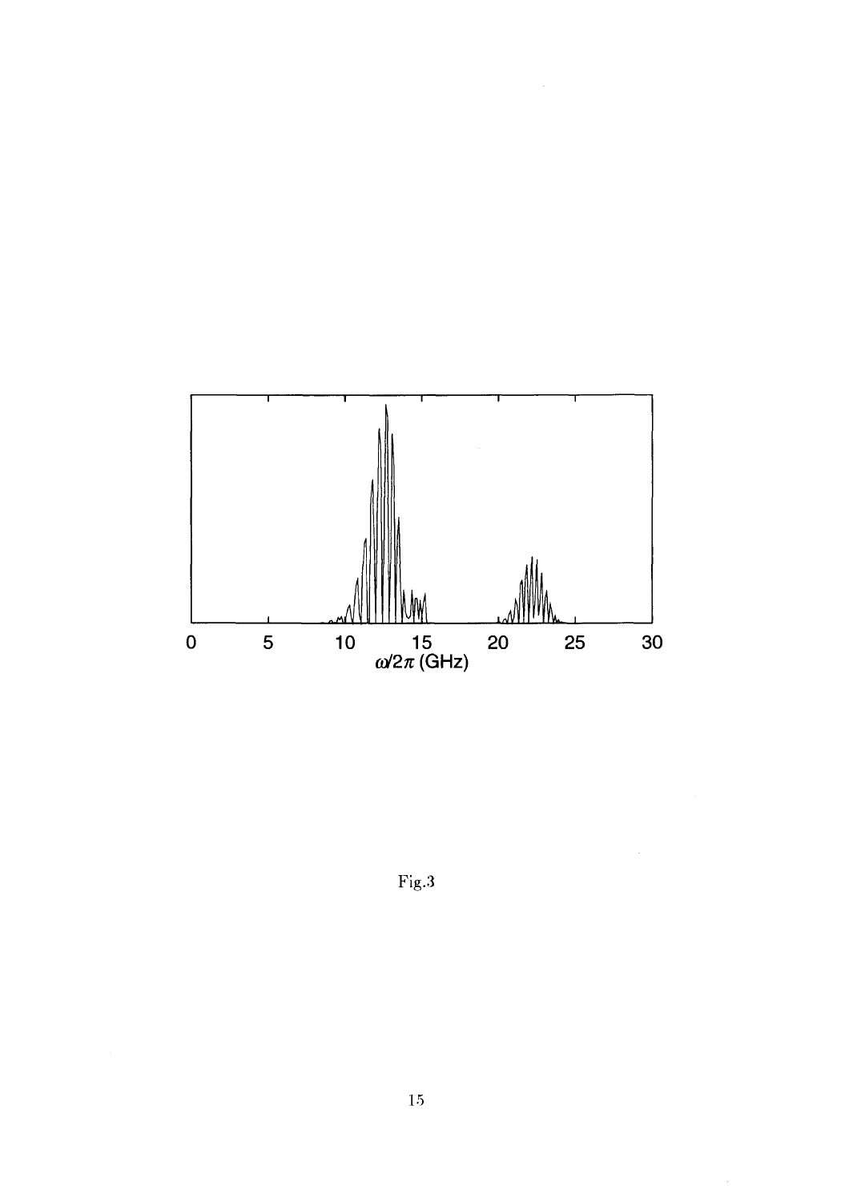Fig.3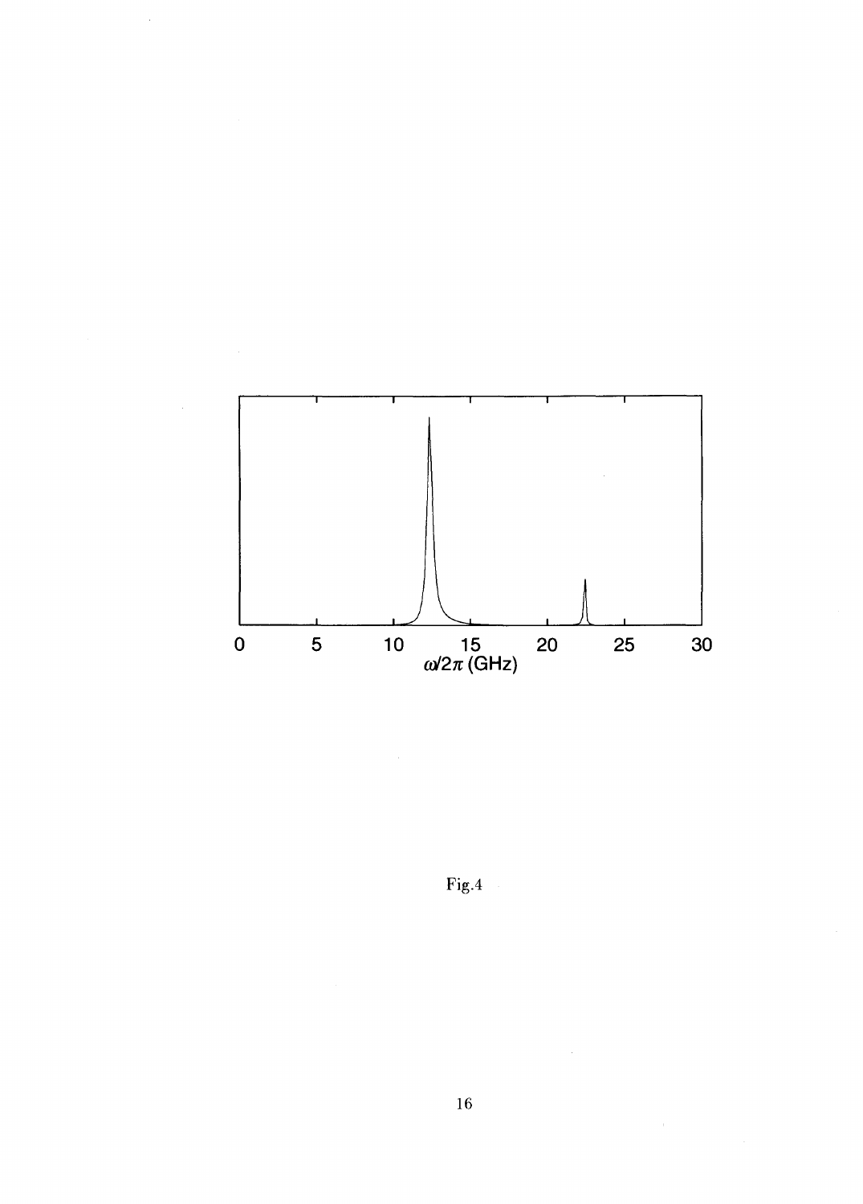Fig.4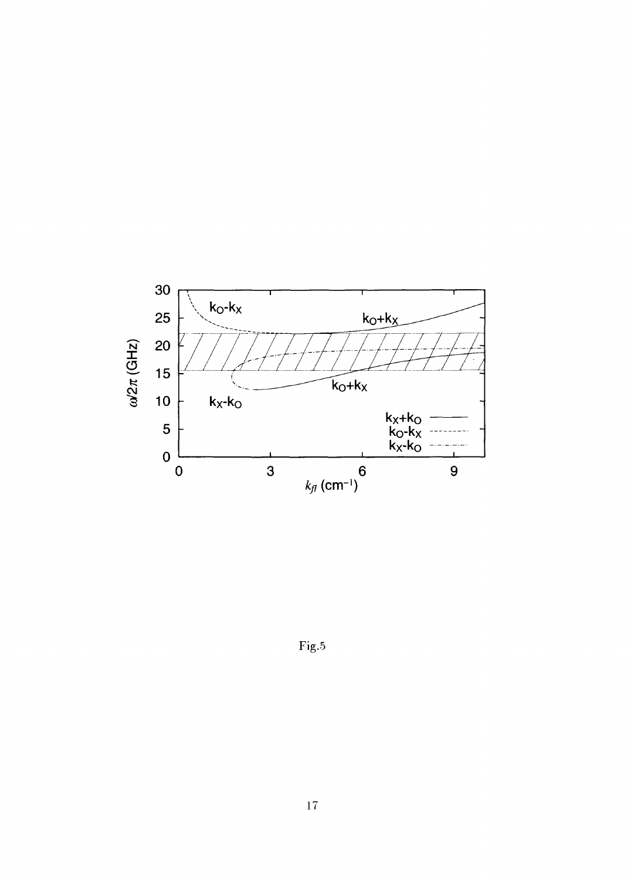Fig.5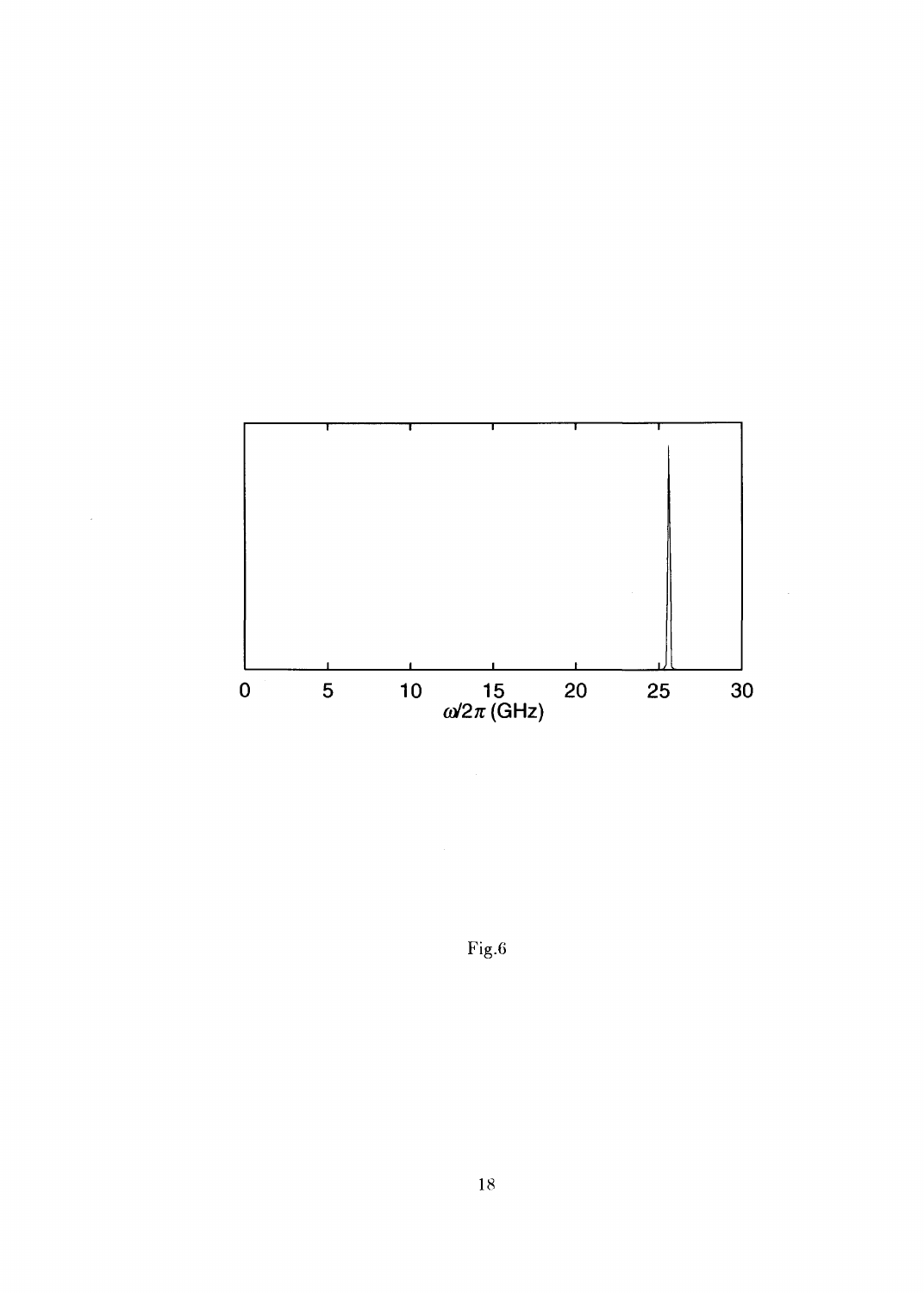Fig.6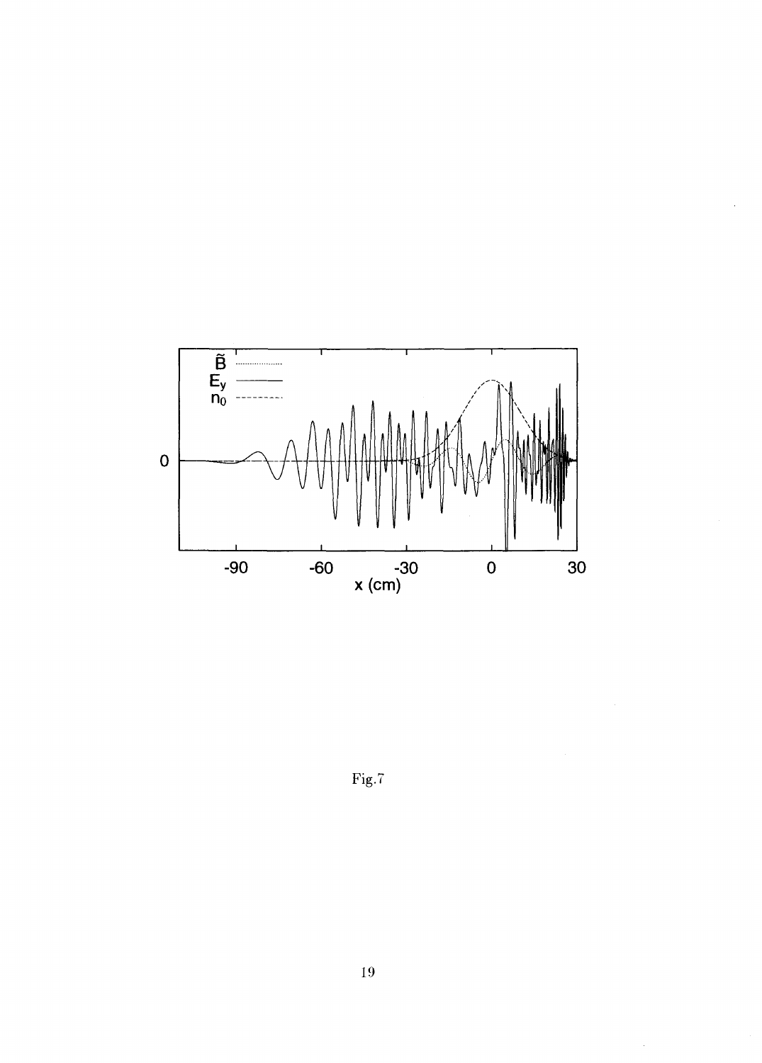Fig.7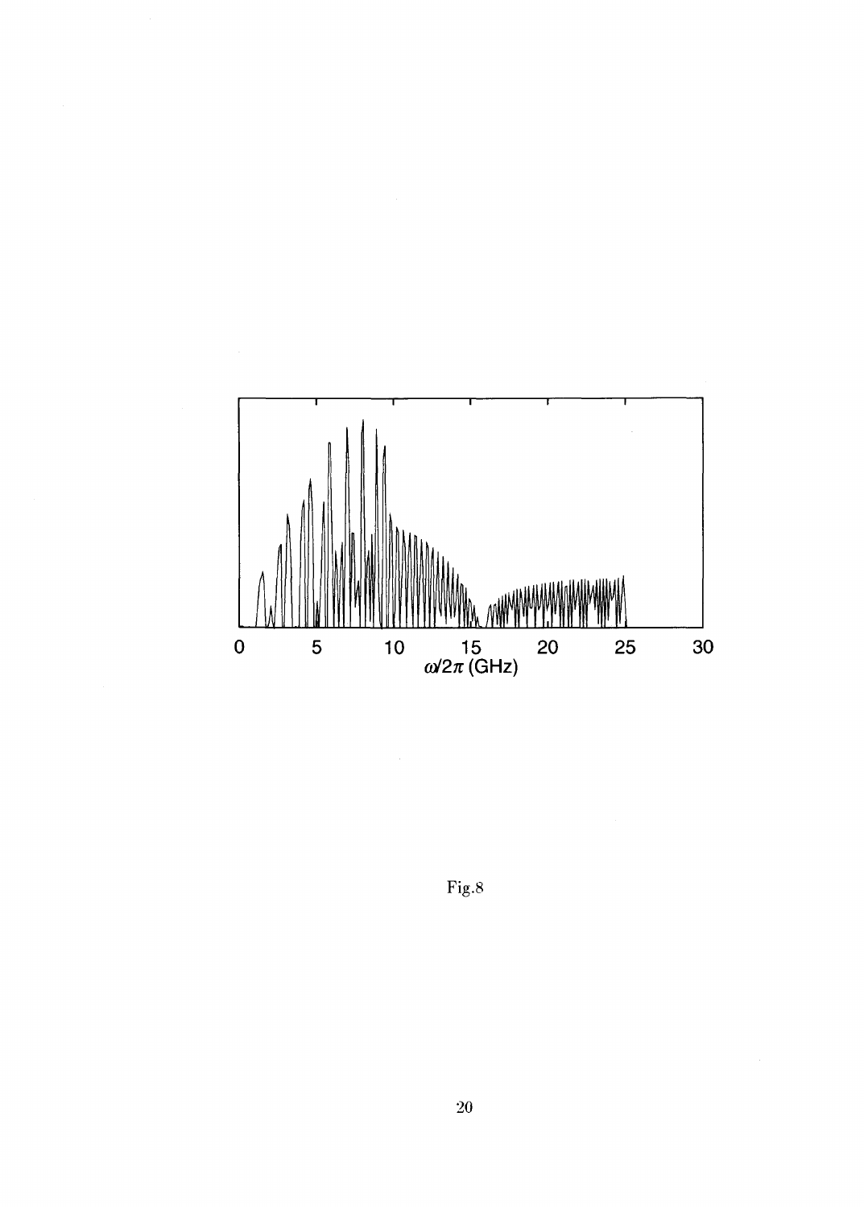Fig.8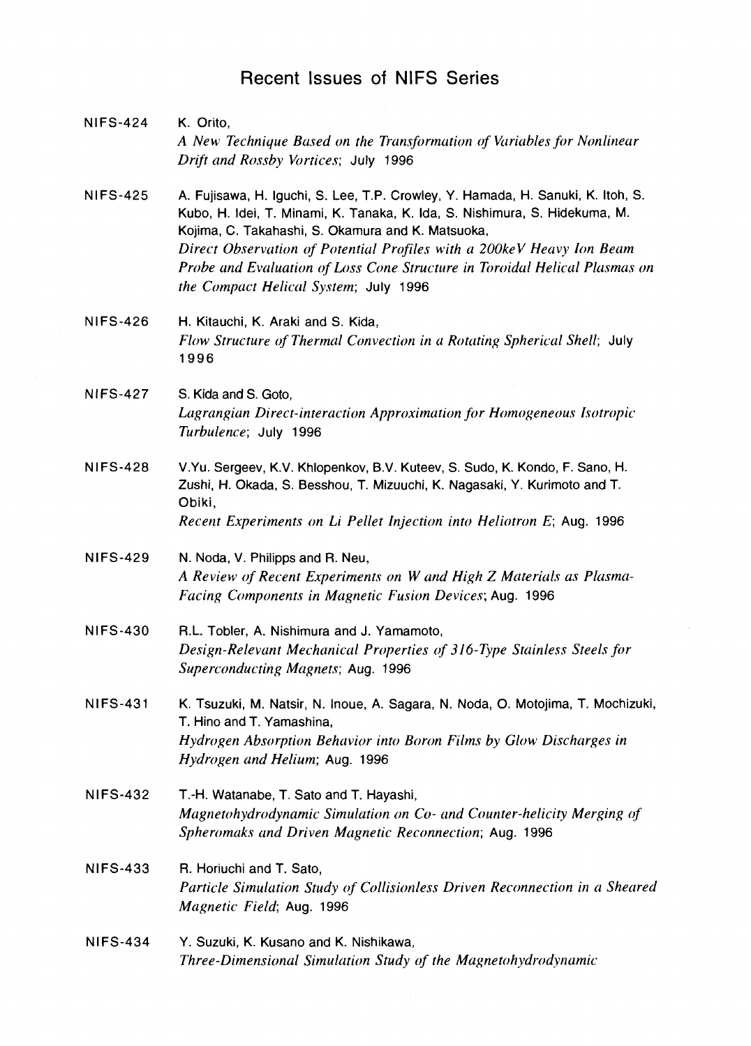# Recent Issues of NIFS Series

NIFS-424 K. Orito,
*A New Technique Based on the Transformation of Variables for Nonlinear Drift and Rossby Vortices*; July 1996

NIFS-425 A. Fujisawa, H. Iguchi, S. Lee, T.P. Crowley, Y. Hamada, H. Sanuki, K. Itoh, S. Kubo, H. Idei, T. Minami, K. Tanaka, K. Ida, S. Nishimura, S. Hidekuma, M. Kojima, C. Takahashi, S. Okamura and K. Matsuoka,
*Direct Observation of Potential Profiles with a 200keV Heavy Ion Beam Probe and Evaluation of Loss Cone Structure in Toroidal Helical Plasmas on the Compact Helical System*; July 1996

NIFS-426 H. Kitauchi, K. Araki and S. Kida,
*Flow Structure of Thermal Convection in a Rotating Spherical Shell*; July 1996

NIFS-427 S. Kida and S. Goto,
*Lagrangian Direct-interaction Approximation for Homogeneous Isotropic Turbulence*; July 1996

NIFS-428 V.Yu. Sergeev, K.V. Khlopenkov, B.V. Kuteev, S. Sudo, K. Kondo, F. Sano, H. Zushi, H. Okada, S. Besshou, T. Mizuuchi, K. Nagasaki, Y. Kurimoto and T. Obiki,
*Recent Experiments on Li Pellet Injection into Heliotron E*; Aug. 1996

NIFS-429 N. Noda, V. Philipps and R. Neu,
*A Review of Recent Experiments on W and High Z Materials as Plasma-Facing Components in Magnetic Fusion Devices*; Aug. 1996

NIFS-430 R.L. Tobler, A. Nishimura and J. Yamamoto,
*Design-Relevant Mechanical Properties of 316-Type Stainless Steels for Superconducting Magnets*; Aug. 1996

NIFS-431 K. Tsuzuki, M. Natsir, N. Inoue, A. Sagara, N. Noda, O. Motojima, T. Mochizuki, T. Hino and T. Yamashina,
*Hydrogen Absorption Behavior into Boron Films by Glow Discharges in Hydrogen and Helium*; Aug. 1996

NIFS-432 T.-H. Watanabe, T. Sato and T. Hayashi,
*Magnetohydrodynamic Simulation on Co- and Counter-helicity Merging of Spheromaks and Driven Magnetic Reconnection*; Aug. 1996

NIFS-433 R. Horiuchi and T. Sato,
*Particle Simulation Study of Collisionless Driven Reconnection in a Sheared Magnetic Field*; Aug. 1996

NIFS-434 Y. Suzuki, K. Kusano and K. Nishikawa,
*Three-Dimensional Simulation Study of the Magnetohydrodynamic*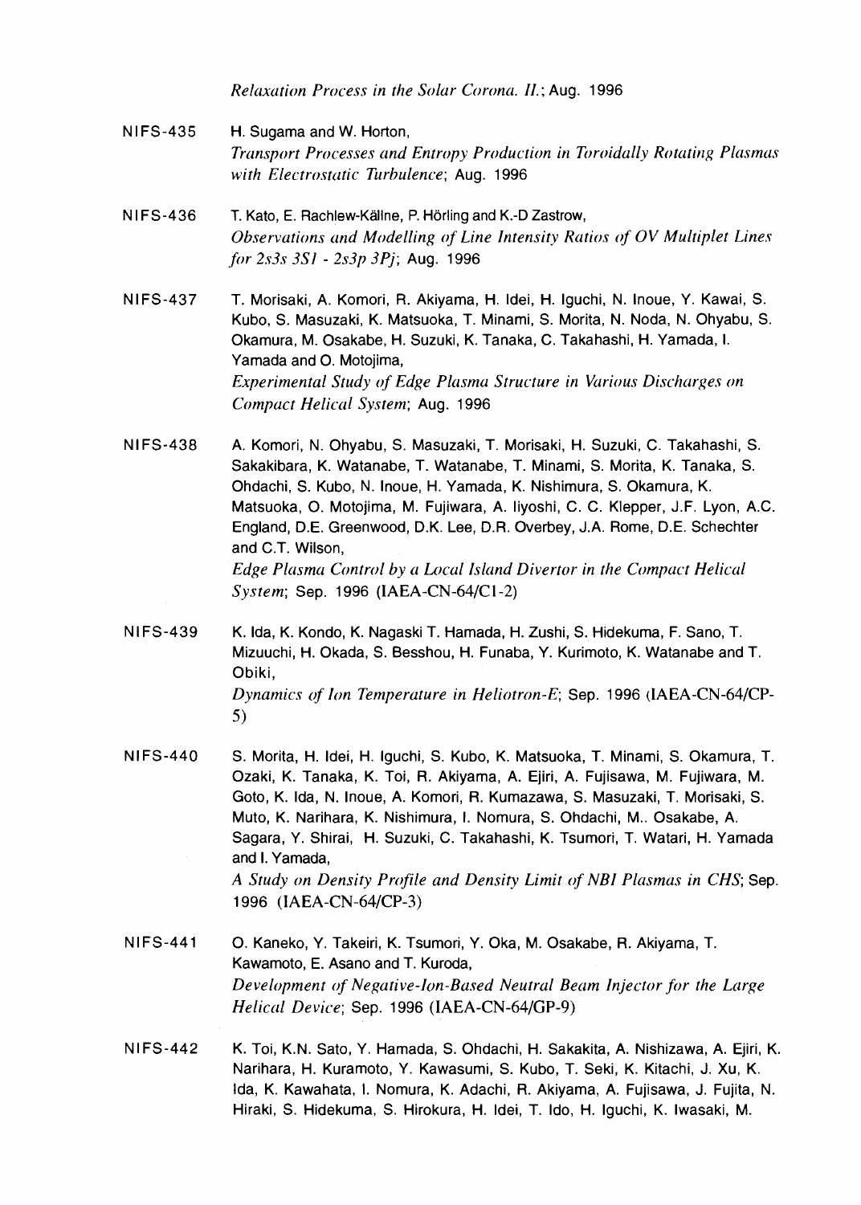*Relaxation Process in the Solar Corona. II.*; Aug. 1996

NIFS-435 H. Sugama and W. Horton,
*Transport Processes and Entropy Production in Toroidally Rotating Plasmas with Electrostatic Turbulence*; Aug. 1996

NIFS-436 T. Kato, E. Rachlew-Källne, P. Hörling and K.-D Zastrow,
*Observations and Modelling of Line Intensity Ratios of OV Multiplet Lines for 2s3s 3S1 - 2s3p 3Pj*; Aug. 1996

NIFS-437 T. Morisaki, A. Komori, R. Akiyama, H. Idei, H. Iguchi, N. Inoue, Y. Kawai, S. Kubo, S. Masuzaki, K. Matsuoka, T. Minami, S. Morita, N. Noda, N. Ohyabu, S. Okamura, M. Osakabe, H. Suzuki, K. Tanaka, C. Takahashi, H. Yamada, I. Yamada and O. Motojima,
*Experimental Study of Edge Plasma Structure in Various Discharges on Compact Helical System*; Aug. 1996

NIFS-438 A. Komori, N. Ohyabu, S. Masuzaki, T. Morisaki, H. Suzuki, C. Takahashi, S. Sakakibara, K. Watanabe, T. Watanabe, T. Minami, S. Morita, K. Tanaka, S. Ohdachi, S. Kubo, N. Inoue, H. Yamada, K. Nishimura, S. Okamura, K. Matsuoka, O. Motojima, M. Fujiwara, A. Iiyoshi, C. C. Klepper, J.F. Lyon, A.C. England, D.E. Greenwood, D.K. Lee, D.R. Overbey, J.A. Rome, D.E. Schechter and C.T. Wilson,
*Edge Plasma Control by a Local Island Divertor in the Compact Helical System*; Sep. 1996 (IAEA-CN-64/C1-2)

NIFS-439 K. Ida, K. Kondo, K. Nagaski T. Hamada, H. Zushi, S. Hidekuma, F. Sano, T. Mizuuchi, H. Okada, S. Besshou, H. Funaba, Y. Kurimoto, K. Watanabe and T. Obiki,
*Dynamics of Ion Temperature in Heliotron-E*; Sep. 1996 (IAEA-CN-64/CP-5)

NIFS-440 S. Morita, H. Idei, H. Iguchi, S. Kubo, K. Matsuoka, T. Minami, S. Okamura, T. Ozaki, K. Tanaka, K. Toi, R. Akiyama, A. Ejiri, A. Fujisawa, M. Fujiwara, M. Goto, K. Ida, N. Inoue, A. Komori, R. Kumazawa, S. Masuzaki, T. Morisaki, S. Muto, K. Narihara, K. Nishimura, I. Nomura, S. Ohdachi, M.. Osakabe, A. Sagara, Y. Shirai, H. Suzuki, C. Takahashi, K. Tsumori, T. Watari, H. Yamada and I. Yamada,
*A Study on Density Profile and Density Limit of NBI Plasmas in CHS*; Sep. 1996 (IAEA-CN-64/CP-3)

NIFS-441 O. Kaneko, Y. Takeiri, K. Tsumori, Y. Oka, M. Osakabe, R. Akiyama, T. Kawamoto, E. Asano and T. Kuroda,
*Development of Negative-Ion-Based Neutral Beam Injector for the Large Helical Device*; Sep. 1996 (IAEA-CN-64/GP-9)

NIFS-442 K. Toi, K.N. Sato, Y. Hamada, S. Ohdachi, H. Sakakita, A. Nishizawa, A. Ejiri, K. Narihara, H. Kuramoto, Y. Kawasumi, S. Kubo, T. Seki, K. Kitachi, J. Xu, K. Ida, K. Kawahata, I. Nomura, K. Adachi, R. Akiyama, A. Fujisawa, J. Fujita, N. Hiraki, S. Hidekuma, S. Hirokura, H. Idei, T. Ido, H. Iguchi, K. Iwasaki, M.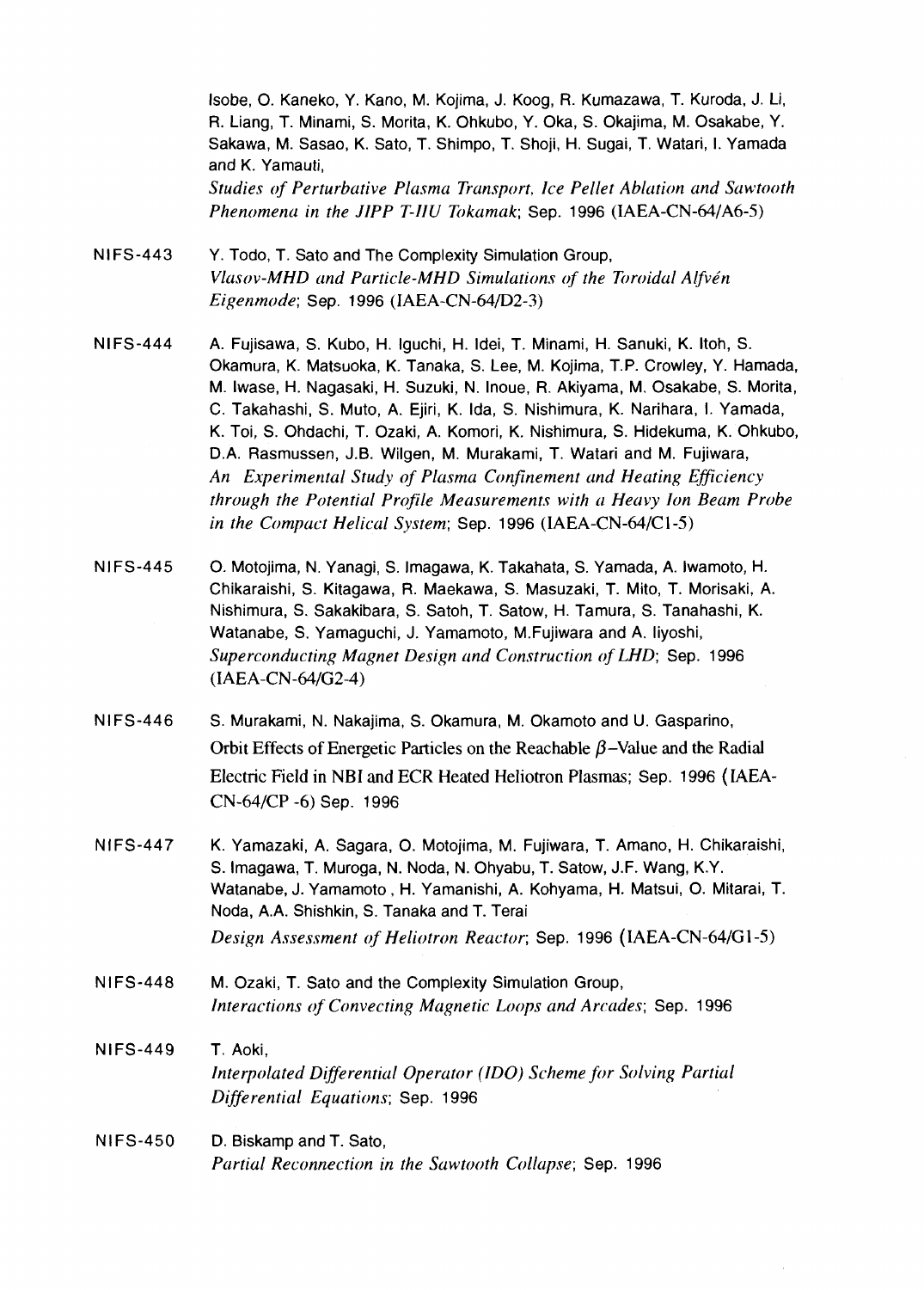Isobe, O. Kaneko, Y. Kano, M. Kojima, J. Koog, R. Kumazawa, T. Kuroda, J. Li, R. Liang, T. Minami, S. Morita, K. Ohkubo, Y. Oka, S. Okajima, M. Osakabe, Y. Sakawa, M. Sasao, K. Sato, T. Shimpo, T. Shoji, H. Sugai, T. Watari, I. Yamada and K. Yamauti,
*Studies of Perturbative Plasma Transport, Ice Pellet Ablation and Sawtooth Phenomena in the JIPP T-IIU Tokamak*; Sep. 1996 (IAEA-CN-64/A6-5)

NIFS-443 Y. Todo, T. Sato and The Complexity Simulation Group,
*Vlasov-MHD and Particle-MHD Simulations of the Toroidal Alfvén Eigenmode*; Sep. 1996 (IAEA-CN-64/D2-3)

NIFS-444 A. Fujisawa, S. Kubo, H. Iguchi, H. Idei, T. Minami, H. Sanuki, K. Itoh, S. Okamura, K. Matsuoka, K. Tanaka, S. Lee, M. Kojima, T.P. Crowley, Y. Hamada, M. Iwase, H. Nagasaki, H. Suzuki, N. Inoue, R. Akiyama, M. Osakabe, S. Morita, C. Takahashi, S. Muto, A. Ejiri, K. Ida, S. Nishimura, K. Narihara, I. Yamada, K. Toi, S. Ohdachi, T. Ozaki, A. Komori, K. Nishimura, S. Hidekuma, K. Ohkubo, D.A. Rasmussen, J.B. Wilgen, M. Murakami, T. Watari and M. Fujiwara,
*An Experimental Study of Plasma Confinement and Heating Efficiency through the Potential Profile Measurements with a Heavy Ion Beam Probe in the Compact Helical System*; Sep. 1996 (IAEA-CN-64/C1-5)

NIFS-445 O. Motojima, N. Yanagi, S. Imagawa, K. Takahata, S. Yamada, A. Iwamoto, H. Chikaraishi, S. Kitagawa, R. Maekawa, S. Masuzaki, T. Mito, T. Morisaki, A. Nishimura, S. Sakakibara, S. Satoh, T. Satow, H. Tamura, S. Tanahashi, K. Watanabe, S. Yamaguchi, J. Yamamoto, M.Fujiwara and A. Iiyoshi,
*Superconducting Magnet Design and Construction of LHD*; Sep. 1996 (IAEA-CN-64/G2-4)

NIFS-446 S. Murakami, N. Nakajima, S. Okamura, M. Okamoto and U. Gasparino,
Orbit Effects of Energetic Particles on the Reachable $\beta$-Value and the Radial Electric Field in NBI and ECR Heated Heliotron Plasmas; Sep. 1996 (IAEA-CN-64/CP -6) Sep. 1996

NIFS-447 K. Yamazaki, A. Sagara, O. Motojima, M. Fujiwara, T. Amano, H. Chikaraishi, S. Imagawa, T. Muroga, N. Noda, N. Ohyabu, T. Satow, J.F. Wang, K.Y. Watanabe, J. Yamamoto , H. Yamanishi, A. Kohyama, H. Matsui, O. Mitarai, T. Noda, A.A. Shishkin, S. Tanaka and T. Terai
*Design Assessment of Heliotron Reactor*; Sep. 1996 (IAEA-CN-64/G1-5)

NIFS-448 M. Ozaki, T. Sato and the Complexity Simulation Group,
*Interactions of Convecting Magnetic Loops and Arcades*; Sep. 1996

NIFS-449 T. Aoki,
*Interpolated Differential Operator (IDO) Scheme for Solving Partial Differential Equations*; Sep. 1996

NIFS-450 D. Biskamp and T. Sato,
*Partial Reconnection in the Sawtooth Collapse*; Sep. 1996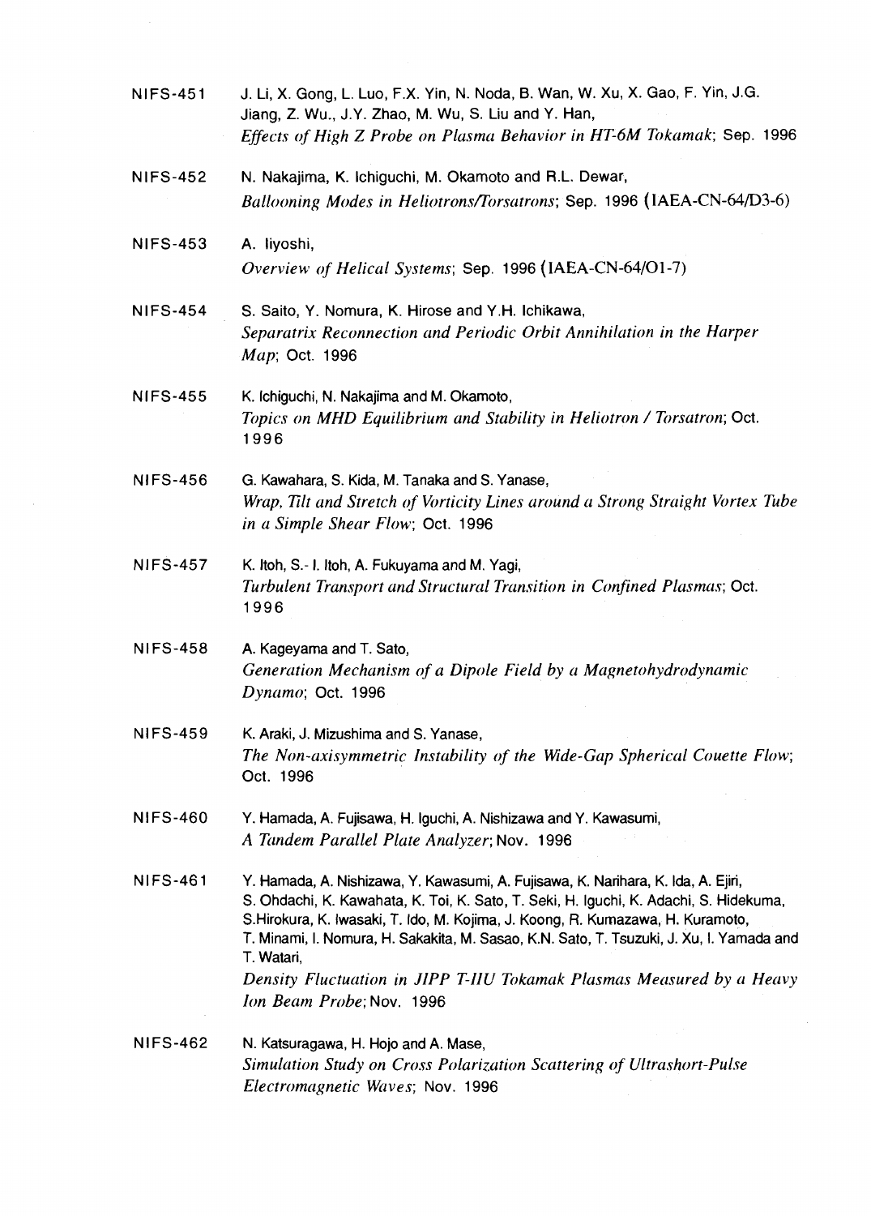NIFS-451 J. Li, X. Gong, L. Luo, F.X. Yin, N. Noda, B. Wan, W. Xu, X. Gao, F. Yin, J.G. Jiang, Z. Wu., J.Y. Zhao, M. Wu, S. Liu and Y. Han,
*Effects of High Z Probe on Plasma Behavior in HT-6M Tokamak*; Sep. 1996

NIFS-452 N. Nakajima, K. Ichiguchi, M. Okamoto and R.L. Dewar,
*Ballooning Modes in Heliotrons/Torsatrons*; Sep. 1996 (IAEA-CN-64/D3-6)

NIFS-453 A. Iiyoshi,
*Overview of Helical Systems*; Sep. 1996 (IAEA-CN-64/O1-7)

NIFS-454 S. Saito, Y. Nomura, K. Hirose and Y.H. Ichikawa,
*Separatrix Reconnection and Periodic Orbit Annihilation in the Harper Map*; Oct. 1996

NIFS-455 K. Ichiguchi, N. Nakajima and M. Okamoto,
*Topics on MHD Equilibrium and Stability in Heliotron / Torsatron*; Oct. 1996

NIFS-456 G. Kawahara, S. Kida, M. Tanaka and S. Yanase,
*Wrap, Tilt and Stretch of Vorticity Lines around a Strong Straight Vortex Tube in a Simple Shear Flow*; Oct. 1996

NIFS-457 K. Itoh, S.- I. Itoh, A. Fukuyama and M. Yagi,
*Turbulent Transport and Structural Transition in Confined Plasmas*; Oct. 1996

NIFS-458 A. Kageyama and T. Sato,
*Generation Mechanism of a Dipole Field by a Magnetohydrodynamic Dynamo*; Oct. 1996

NIFS-459 K. Araki, J. Mizushima and S. Yanase,
*The Non-axisymmetric Instability of the Wide-Gap Spherical Couette Flow*; Oct. 1996

NIFS-460 Y. Hamada, A. Fujisawa, H. Iguchi, A. Nishizawa and Y. Kawasumi,
*A Tandem Parallel Plate Analyzer*; Nov. 1996

NIFS-461 Y. Hamada, A. Nishizawa, Y. Kawasumi, A. Fujisawa, K. Narihara, K. Ida, A. Ejiri, S. Ohdachi, K. Kawahata, K. Toi, K. Sato, T. Seki, H. Iguchi, K. Adachi, S. Hidekuma, S.Hirokura, K. Iwasaki, T. Ido, M. Kojima, J. Koong, R. Kumazawa, H. Kuramoto, T. Minami, I. Nomura, H. Sakakita, M. Sasao, K.N. Sato, T. Tsuzuki, J. Xu, I. Yamada and T. Watari,
*Density Fluctuation in JIPP T-IIU Tokamak Plasmas Measured by a Heavy Ion Beam Probe*; Nov. 1996

NIFS-462 N. Katsuragawa, H. Hojo and A. Mase,
*Simulation Study on Cross Polarization Scattering of Ultrashort-Pulse Electromagnetic Waves*; Nov. 1996